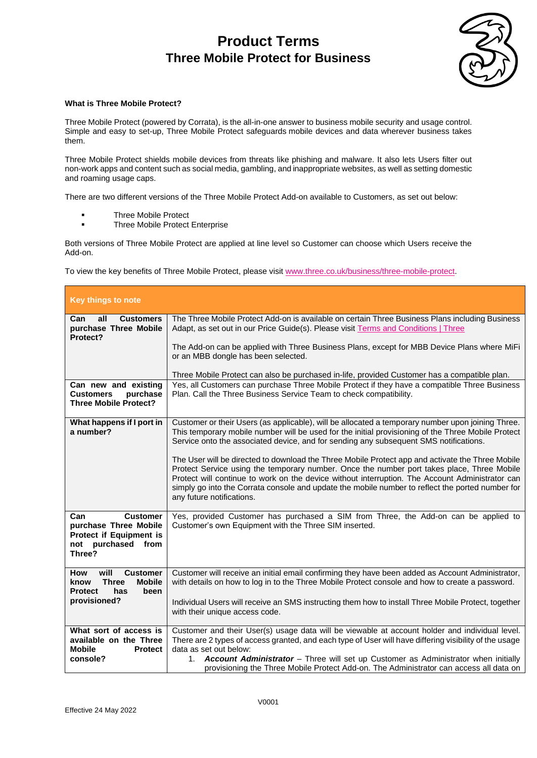# Product Terms
## Three Mobile Protect for Business

**What is Three Mobile Protect?**

Three Mobile Protect (powered by Corrata), is the all-in-one answer to business mobile security and usage control. Simple and easy to set-up, Three Mobile Protect safeguards mobile devices and data wherever business takes them.

Three Mobile Protect shields mobile devices from threats like phishing and malware. It also lets Users filter out non-work apps and content such as social media, gambling, and inappropriate websites, as well as setting domestic and roaming usage caps.

There are two different versions of the Three Mobile Protect Add-on available to Customers, as set out below:

- Three Mobile Protect
- Three Mobile Protect Enterprise

Both versions of Three Mobile Protect are applied at line level so Customer can choose which Users receive the Add-on.

To view the key benefits of Three Mobile Protect, please visit www.three.co.uk/business/three-mobile-protect.

| **Key things to note** | |
|---|---|
| **Can all Customers purchase Three Mobile Protect?** | The Three Mobile Protect Add-on is available on certain Three Business Plans including Business Adapt, as set out in our Price Guide(s). Please visit Terms and Conditions \| Three<br><br>The Add-on can be applied with Three Business Plans, except for MBB Device Plans where MiFi or an MBB dongle has been selected.<br><br>Three Mobile Protect can also be purchased in-life, provided Customer has a compatible plan. |
| **Can new and existing Customers purchase Three Mobile Protect?** | Yes, all Customers can purchase Three Mobile Protect if they have a compatible Three Business Plan. Call the Three Business Service Team to check compatibility. |
| **What happens if I port in a number?** | Customer or their Users (as applicable), will be allocated a temporary number upon joining Three. This temporary mobile number will be used for the initial provisioning of the Three Mobile Protect Service onto the associated device, and for sending any subsequent SMS notifications.<br><br>The User will be directed to download the Three Mobile Protect app and activate the Three Mobile Protect Service using the temporary number. Once the number port takes place, Three Mobile Protect will continue to work on the device without interruption. The Account Administrator can simply go into the Corrata console and update the mobile number to reflect the ported number for any future notifications. |
| **Can Customer purchase Three Mobile Protect if Equipment is not purchased from Three?** | Yes, provided Customer has purchased a SIM from Three, the Add-on can be applied to Customer's own Equipment with the Three SIM inserted. |
| **How will Customer know Three Mobile Protect has been provisioned?** | Customer will receive an initial email confirming they have been added as Account Administrator, with details on how to log in to the Three Mobile Protect console and how to create a password.<br><br>Individual Users will receive an SMS instructing them how to install Three Mobile Protect, together with their unique access code. |
| **What sort of access is available on the Three Mobile Protect console?** | Customer and their User(s) usage data will be viewable at account holder and individual level. There are 2 types of access granted, and each type of User will have differing visibility of the usage data as set out below:<br>1. ***Account Administrator*** – Three will set up Customer as Administrator when initially provisioning the Three Mobile Protect Add-on. The Administrator can access all data on |

Effective 24 May 2022

V0001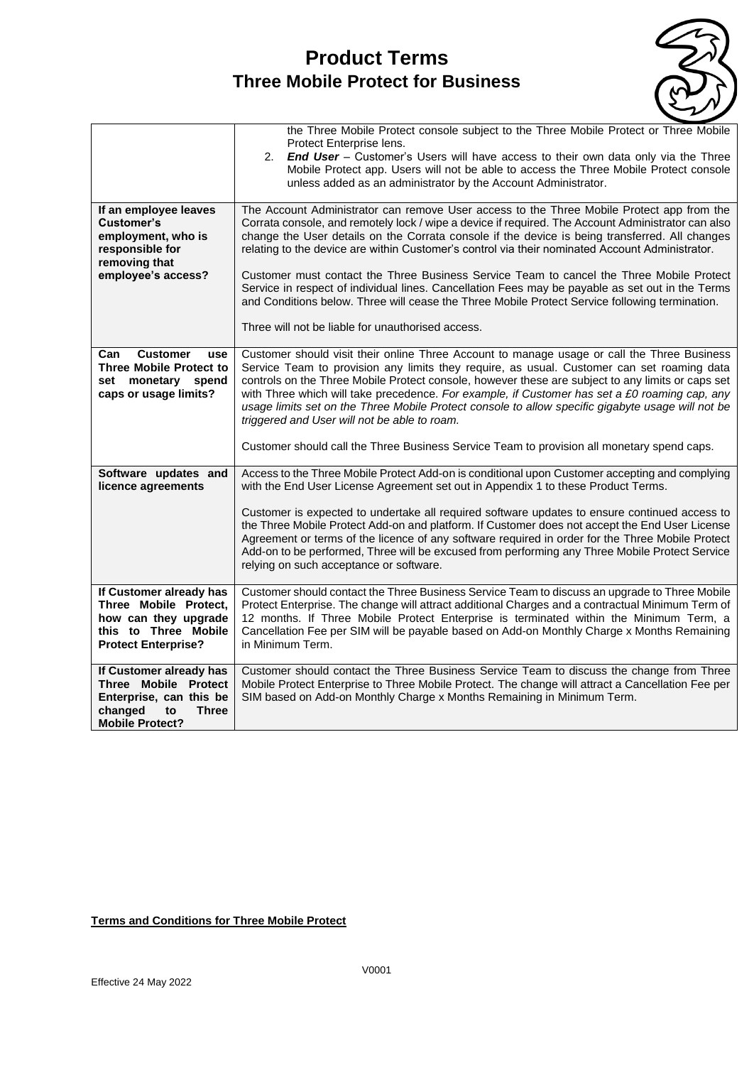| | |
|---|---|
| | the Three Mobile Protect console subject to the Three Mobile Protect or Three Mobile Protect Enterprise lens.<br>2. ***End User*** – Customer's Users will have access to their own data only via the Three Mobile Protect app. Users will not be able to access the Three Mobile Protect console unless added as an administrator by the Account Administrator. |
| **If an employee leaves Customer's employment, who is responsible for removing that employee's access?** | The Account Administrator can remove User access to the Three Mobile Protect app from the Corrata console, and remotely lock / wipe a device if required. The Account Administrator can also change the User details on the Corrata console if the device is being transferred. All changes relating to the device are within Customer's control via their nominated Account Administrator.<br><br>Customer must contact the Three Business Service Team to cancel the Three Mobile Protect Service in respect of individual lines. Cancellation Fees may be payable as set out in the Terms and Conditions below. Three will cease the Three Mobile Protect Service following termination.<br><br>Three will not be liable for unauthorised access. |
| **Can Customer use Three Mobile Protect to set monetary spend caps or usage limits?** | Customer should visit their online Three Account to manage usage or call the Three Business Service Team to provision any limits they require, as usual. Customer can set roaming data controls on the Three Mobile Protect console, however these are subject to any limits or caps set with Three which will take precedence. *For example, if Customer has set a £0 roaming cap, any usage limits set on the Three Mobile Protect console to allow specific gigabyte usage will not be triggered and User will not be able to roam.*<br><br>Customer should call the Three Business Service Team to provision all monetary spend caps. |
| **Software updates and licence agreements** | Access to the Three Mobile Protect Add-on is conditional upon Customer accepting and complying with the End User License Agreement set out in Appendix 1 to these Product Terms.<br><br>Customer is expected to undertake all required software updates to ensure continued access to the Three Mobile Protect Add-on and platform. If Customer does not accept the End User License Agreement or terms of the licence of any software required in order for the Three Mobile Protect Add-on to be performed, Three will be excused from performing any Three Mobile Protect Service relying on such acceptance or software. |
| **If Customer already has Three Mobile Protect, how can they upgrade this to Three Mobile Protect Enterprise?** | Customer should contact the Three Business Service Team to discuss an upgrade to Three Mobile Protect Enterprise. The change will attract additional Charges and a contractual Minimum Term of 12 months. If Three Mobile Protect Enterprise is terminated within the Minimum Term, a Cancellation Fee per SIM will be payable based on Add-on Monthly Charge x Months Remaining in Minimum Term. |
| **If Customer already has Three Mobile Protect Enterprise, can this be changed to Three Mobile Protect?** | Customer should contact the Three Business Service Team to discuss the change from Three Mobile Protect Enterprise to Three Mobile Protect. The change will attract a Cancellation Fee per SIM based on Add-on Monthly Charge x Months Remaining in Minimum Term. |

**Terms and Conditions for Three Mobile Protect**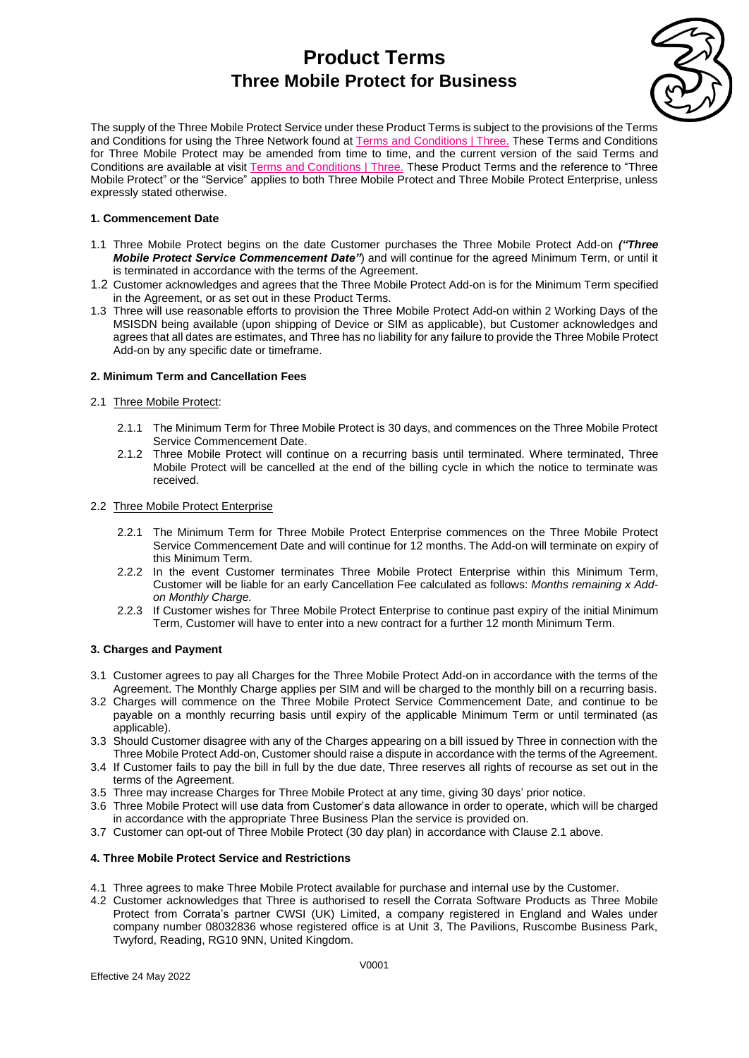# Product Terms
# Three Mobile Protect for Business

The supply of the Three Mobile Protect Service under these Product Terms is subject to the provisions of the Terms and Conditions for using the Three Network found at Terms and Conditions | Three. These Terms and Conditions for Three Mobile Protect may be amended from time to time, and the current version of the said Terms and Conditions are available at visit Terms and Conditions | Three. These Product Terms and the reference to "Three Mobile Protect" or the "Service" applies to both Three Mobile Protect and Three Mobile Protect Enterprise, unless expressly stated otherwise.

**1. Commencement Date**

1.1 Three Mobile Protect begins on the date Customer purchases the Three Mobile Protect Add-on ***("Three Mobile Protect Service Commencement Date"***) and will continue for the agreed Minimum Term, or until it is terminated in accordance with the terms of the Agreement.

1.2 Customer acknowledges and agrees that the Three Mobile Protect Add-on is for the Minimum Term specified in the Agreement, or as set out in these Product Terms.

1.3 Three will use reasonable efforts to provision the Three Mobile Protect Add-on within 2 Working Days of the MSISDN being available (upon shipping of Device or SIM as applicable), but Customer acknowledges and agrees that all dates are estimates, and Three has no liability for any failure to provide the Three Mobile Protect Add-on by any specific date or timeframe.

**2. Minimum Term and Cancellation Fees**

2.1 Three Mobile Protect:

2.1.1 The Minimum Term for Three Mobile Protect is 30 days, and commences on the Three Mobile Protect Service Commencement Date.

2.1.2 Three Mobile Protect will continue on a recurring basis until terminated. Where terminated, Three Mobile Protect will be cancelled at the end of the billing cycle in which the notice to terminate was received.

2.2 Three Mobile Protect Enterprise

2.2.1 The Minimum Term for Three Mobile Protect Enterprise commences on the Three Mobile Protect Service Commencement Date and will continue for 12 months. The Add-on will terminate on expiry of this Minimum Term.

2.2.2 In the event Customer terminates Three Mobile Protect Enterprise within this Minimum Term, Customer will be liable for an early Cancellation Fee calculated as follows: *Months remaining x Add-on Monthly Charge.*

2.2.3 If Customer wishes for Three Mobile Protect Enterprise to continue past expiry of the initial Minimum Term, Customer will have to enter into a new contract for a further 12 month Minimum Term.

**3. Charges and Payment**

3.1 Customer agrees to pay all Charges for the Three Mobile Protect Add-on in accordance with the terms of the Agreement. The Monthly Charge applies per SIM and will be charged to the monthly bill on a recurring basis.

3.2 Charges will commence on the Three Mobile Protect Service Commencement Date, and continue to be payable on a monthly recurring basis until expiry of the applicable Minimum Term or until terminated (as applicable).

3.3 Should Customer disagree with any of the Charges appearing on a bill issued by Three in connection with the Three Mobile Protect Add-on, Customer should raise a dispute in accordance with the terms of the Agreement.

3.4 If Customer fails to pay the bill in full by the due date, Three reserves all rights of recourse as set out in the terms of the Agreement.

3.5 Three may increase Charges for Three Mobile Protect at any time, giving 30 days' prior notice.

3.6 Three Mobile Protect will use data from Customer's data allowance in order to operate, which will be charged in accordance with the appropriate Three Business Plan the service is provided on.

3.7 Customer can opt-out of Three Mobile Protect (30 day plan) in accordance with Clause 2.1 above.

**4. Three Mobile Protect Service and Restrictions**

4.1 Three agrees to make Three Mobile Protect available for purchase and internal use by the Customer.

4.2 Customer acknowledges that Three is authorised to resell the Corrata Software Products as Three Mobile Protect from Corrata's partner CWSI (UK) Limited, a company registered in England and Wales under company number 08032836 whose registered office is at Unit 3, The Pavilions, Ruscombe Business Park, Twyford, Reading, RG10 9NN, United Kingdom.

Effective 24 May 2022

V0001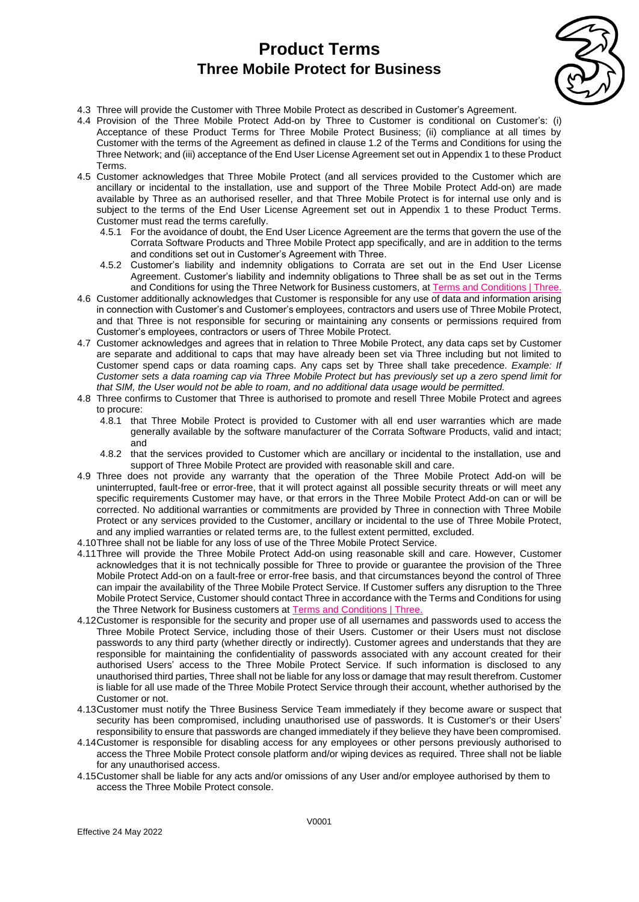# Product Terms
## Three Mobile Protect for Business

4.3 Three will provide the Customer with Three Mobile Protect as described in Customer's Agreement.

4.4 Provision of the Three Mobile Protect Add-on by Three to Customer is conditional on Customer's: (i) Acceptance of these Product Terms for Three Mobile Protect Business; (ii) compliance at all times by Customer with the terms of the Agreement as defined in clause 1.2 of the Terms and Conditions for using the Three Network; and (iii) acceptance of the End User License Agreement set out in Appendix 1 to these Product Terms.

4.5 Customer acknowledges that Three Mobile Protect (and all services provided to the Customer which are ancillary or incidental to the installation, use and support of the Three Mobile Protect Add-on) are made available by Three as an authorised reseller, and that Three Mobile Protect is for internal use only and is subject to the terms of the End User License Agreement set out in Appendix 1 to these Product Terms. Customer must read the terms carefully.

4.5.1 For the avoidance of doubt, the End User Licence Agreement are the terms that govern the use of the Corrata Software Products and Three Mobile Protect app specifically, and are in addition to the terms and conditions set out in Customer's Agreement with Three.

4.5.2 Customer's liability and indemnity obligations to Corrata are set out in the End User License Agreement. Customer's liability and indemnity obligations to Three shall be as set out in the Terms and Conditions for using the Three Network for Business customers, at Terms and Conditions | Three.

4.6 Customer additionally acknowledges that Customer is responsible for any use of data and information arising in connection with Customer's and Customer's employees, contractors and users use of Three Mobile Protect, and that Three is not responsible for securing or maintaining any consents or permissions required from Customer's employees, contractors or users of Three Mobile Protect.

4.7 Customer acknowledges and agrees that in relation to Three Mobile Protect, any data caps set by Customer are separate and additional to caps that may have already been set via Three including but not limited to Customer spend caps or data roaming caps. Any caps set by Three shall take precedence. *Example: If Customer sets a data roaming cap via Three Mobile Protect but has previously set up a zero spend limit for that SIM, the User would not be able to roam, and no additional data usage would be permitted.*

4.8 Three confirms to Customer that Three is authorised to promote and resell Three Mobile Protect and agrees to procure:

4.8.1 that Three Mobile Protect is provided to Customer with all end user warranties which are made generally available by the software manufacturer of the Corrata Software Products, valid and intact; and

4.8.2 that the services provided to Customer which are ancillary or incidental to the installation, use and support of Three Mobile Protect are provided with reasonable skill and care.

4.9 Three does not provide any warranty that the operation of the Three Mobile Protect Add-on will be uninterrupted, fault-free or error-free, that it will protect against all possible security threats or will meet any specific requirements Customer may have, or that errors in the Three Mobile Protect Add-on can or will be corrected. No additional warranties or commitments are provided by Three in connection with Three Mobile Protect or any services provided to the Customer, ancillary or incidental to the use of Three Mobile Protect, and any implied warranties or related terms are, to the fullest extent permitted, excluded.

4.10 Three shall not be liable for any loss of use of the Three Mobile Protect Service.

4.11 Three will provide the Three Mobile Protect Add-on using reasonable skill and care. However, Customer acknowledges that it is not technically possible for Three to provide or guarantee the provision of the Three Mobile Protect Add-on on a fault-free or error-free basis, and that circumstances beyond the control of Three can impair the availability of the Three Mobile Protect Service. If Customer suffers any disruption to the Three Mobile Protect Service, Customer should contact Three in accordance with the Terms and Conditions for using the Three Network for Business customers at Terms and Conditions | Three.

4.12 Customer is responsible for the security and proper use of all usernames and passwords used to access the Three Mobile Protect Service, including those of their Users. Customer or their Users must not disclose passwords to any third party (whether directly or indirectly). Customer agrees and understands that they are responsible for maintaining the confidentiality of passwords associated with any account created for their authorised Users' access to the Three Mobile Protect Service. If such information is disclosed to any unauthorised third parties, Three shall not be liable for any loss or damage that may result therefrom. Customer is liable for all use made of the Three Mobile Protect Service through their account, whether authorised by the Customer or not.

4.13 Customer must notify the Three Business Service Team immediately if they become aware or suspect that security has been compromised, including unauthorised use of passwords. It is Customer's or their Users' responsibility to ensure that passwords are changed immediately if they believe they have been compromised.

4.14 Customer is responsible for disabling access for any employees or other persons previously authorised to access the Three Mobile Protect console platform and/or wiping devices as required. Three shall not be liable for any unauthorised access.

4.15 Customer shall be liable for any acts and/or omissions of any User and/or employee authorised by them to access the Three Mobile Protect console.

V0001

Effective 24 May 2022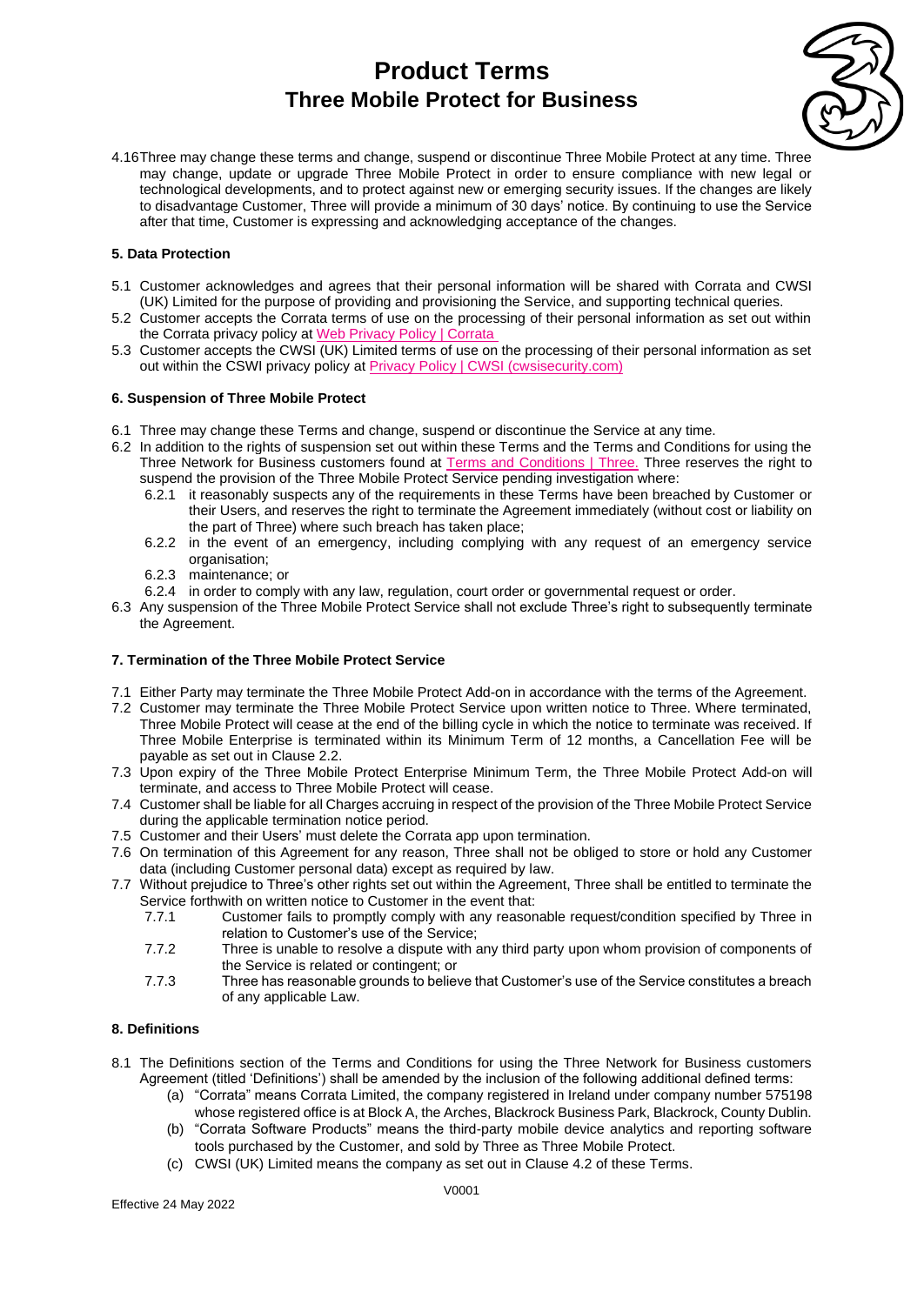4.16 Three may change these terms and change, suspend or discontinue Three Mobile Protect at any time. Three may change, update or upgrade Three Mobile Protect in order to ensure compliance with new legal or technological developments, and to protect against new or emerging security issues. If the changes are likely to disadvantage Customer, Three will provide a minimum of 30 days' notice. By continuing to use the Service after that time, Customer is expressing and acknowledging acceptance of the changes.

### 5. Data Protection

5.1 Customer acknowledges and agrees that their personal information will be shared with Corrata and CWSI (UK) Limited for the purpose of providing and provisioning the Service, and supporting technical queries.

5.2 Customer accepts the Corrata terms of use on the processing of their personal information as set out within the Corrata privacy policy at Web Privacy Policy | Corrata

5.3 Customer accepts the CWSI (UK) Limited terms of use on the processing of their personal information as set out within the CSWI privacy policy at Privacy Policy | CWSI (cwsisecurity.com)

### 6. Suspension of Three Mobile Protect

6.1 Three may change these Terms and change, suspend or discontinue the Service at any time.

6.2 In addition to the rights of suspension set out within these Terms and the Terms and Conditions for using the Three Network for Business customers found at Terms and Conditions | Three. Three reserves the right to suspend the provision of the Three Mobile Protect Service pending investigation where:

- 6.2.1 it reasonably suspects any of the requirements in these Terms have been breached by Customer or their Users, and reserves the right to terminate the Agreement immediately (without cost or liability on the part of Three) where such breach has taken place;
- 6.2.2 in the event of an emergency, including complying with any request of an emergency service organisation;
- 6.2.3 maintenance; or
- 6.2.4 in order to comply with any law, regulation, court order or governmental request or order.

6.3 Any suspension of the Three Mobile Protect Service shall not exclude Three's right to subsequently terminate the Agreement.

### 7. Termination of the Three Mobile Protect Service

7.1 Either Party may terminate the Three Mobile Protect Add-on in accordance with the terms of the Agreement.

7.2 Customer may terminate the Three Mobile Protect Service upon written notice to Three. Where terminated, Three Mobile Protect will cease at the end of the billing cycle in which the notice to terminate was received. If Three Mobile Enterprise is terminated within its Minimum Term of 12 months, a Cancellation Fee will be payable as set out in Clause 2.2.

7.3 Upon expiry of the Three Mobile Protect Enterprise Minimum Term, the Three Mobile Protect Add-on will terminate, and access to Three Mobile Protect will cease.

7.4 Customer shall be liable for all Charges accruing in respect of the provision of the Three Mobile Protect Service during the applicable termination notice period.

7.5 Customer and their Users' must delete the Corrata app upon termination.

7.6 On termination of this Agreement for any reason, Three shall not be obliged to store or hold any Customer data (including Customer personal data) except as required by law.

7.7 Without prejudice to Three's other rights set out within the Agreement, Three shall be entitled to terminate the Service forthwith on written notice to Customer in the event that:

- 7.7.1 Customer fails to promptly comply with any reasonable request/condition specified by Three in relation to Customer's use of the Service;
- 7.7.2 Three is unable to resolve a dispute with any third party upon whom provision of components of the Service is related or contingent; or
- 7.7.3 Three has reasonable grounds to believe that Customer's use of the Service constitutes a breach of any applicable Law.

### 8. Definitions

8.1 The Definitions section of the Terms and Conditions for using the Three Network for Business customers Agreement (titled 'Definitions') shall be amended by the inclusion of the following additional defined terms:

- (a) "Corrata" means Corrata Limited, the company registered in Ireland under company number 575198 whose registered office is at Block A, the Arches, Blackrock Business Park, Blackrock, County Dublin.
- (b) "Corrata Software Products" means the third-party mobile device analytics and reporting software tools purchased by the Customer, and sold by Three as Three Mobile Protect.
- (c) CWSI (UK) Limited means the company as set out in Clause 4.2 of these Terms.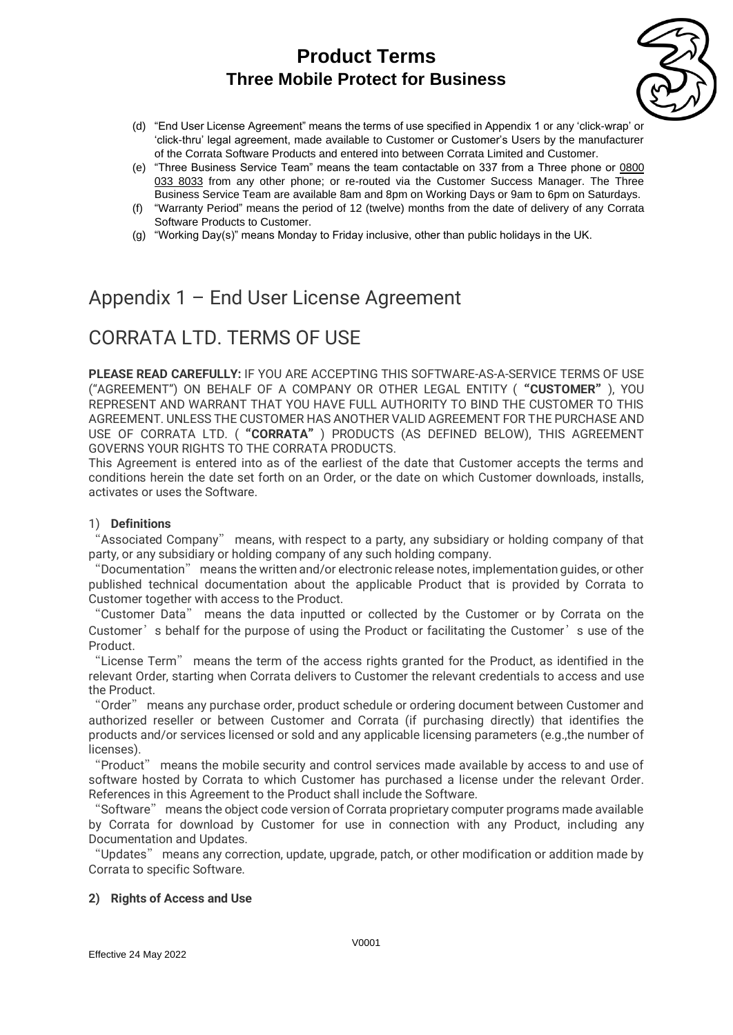(d) "End User License Agreement" means the terms of use specified in Appendix 1 or any 'click-wrap' or 'click-thru' legal agreement, made available to Customer or Customer's Users by the manufacturer of the Corrata Software Products and entered into between Corrata Limited and Customer.

(e) "Three Business Service Team" means the team contactable on 337 from a Three phone or 0800 033 8033 from any other phone; or re-routed via the Customer Success Manager. The Three Business Service Team are available 8am and 8pm on Working Days or 9am to 6pm on Saturdays.

(f) "Warranty Period" means the period of 12 (twelve) months from the date of delivery of any Corrata Software Products to Customer.

(g) "Working Day(s)" means Monday to Friday inclusive, other than public holidays in the UK.

# Appendix 1 – End User License Agreement

# CORRATA LTD. TERMS OF USE

**PLEASE READ CAREFULLY:** IF YOU ARE ACCEPTING THIS SOFTWARE-AS-A-SERVICE TERMS OF USE ("AGREEMENT") ON BEHALF OF A COMPANY OR OTHER LEGAL ENTITY ( **"CUSTOMER"** ), YOU REPRESENT AND WARRANT THAT YOU HAVE FULL AUTHORITY TO BIND THE CUSTOMER TO THIS AGREEMENT. UNLESS THE CUSTOMER HAS ANOTHER VALID AGREEMENT FOR THE PURCHASE AND USE OF CORRATA LTD. ( **"CORRATA"** ) PRODUCTS (AS DEFINED BELOW), THIS AGREEMENT GOVERNS YOUR RIGHTS TO THE CORRATA PRODUCTS.

This Agreement is entered into as of the earliest of the date that Customer accepts the terms and conditions herein the date set forth on an Order, or the date on which Customer downloads, installs, activates or uses the Software.

1) **Definitions**

"Associated Company" means, with respect to a party, any subsidiary or holding company of that party, or any subsidiary or holding company of any such holding company.

"Documentation" means the written and/or electronic release notes, implementation guides, or other published technical documentation about the applicable Product that is provided by Corrata to Customer together with access to the Product.

"Customer Data" means the data inputted or collected by the Customer or by Corrata on the Customer's behalf for the purpose of using the Product or facilitating the Customer's use of the Product.

"License Term" means the term of the access rights granted for the Product, as identified in the relevant Order, starting when Corrata delivers to Customer the relevant credentials to access and use the Product.

"Order" means any purchase order, product schedule or ordering document between Customer and authorized reseller or between Customer and Corrata (if purchasing directly) that identifies the products and/or services licensed or sold and any applicable licensing parameters (e.g.,the number of licenses).

"Product" means the mobile security and control services made available by access to and use of software hosted by Corrata to which Customer has purchased a license under the relevant Order. References in this Agreement to the Product shall include the Software.

"Software" means the object code version of Corrata proprietary computer programs made available by Corrata for download by Customer for use in connection with any Product, including any Documentation and Updates.

"Updates" means any correction, update, upgrade, patch, or other modification or addition made by Corrata to specific Software.

**2) Rights of Access and Use**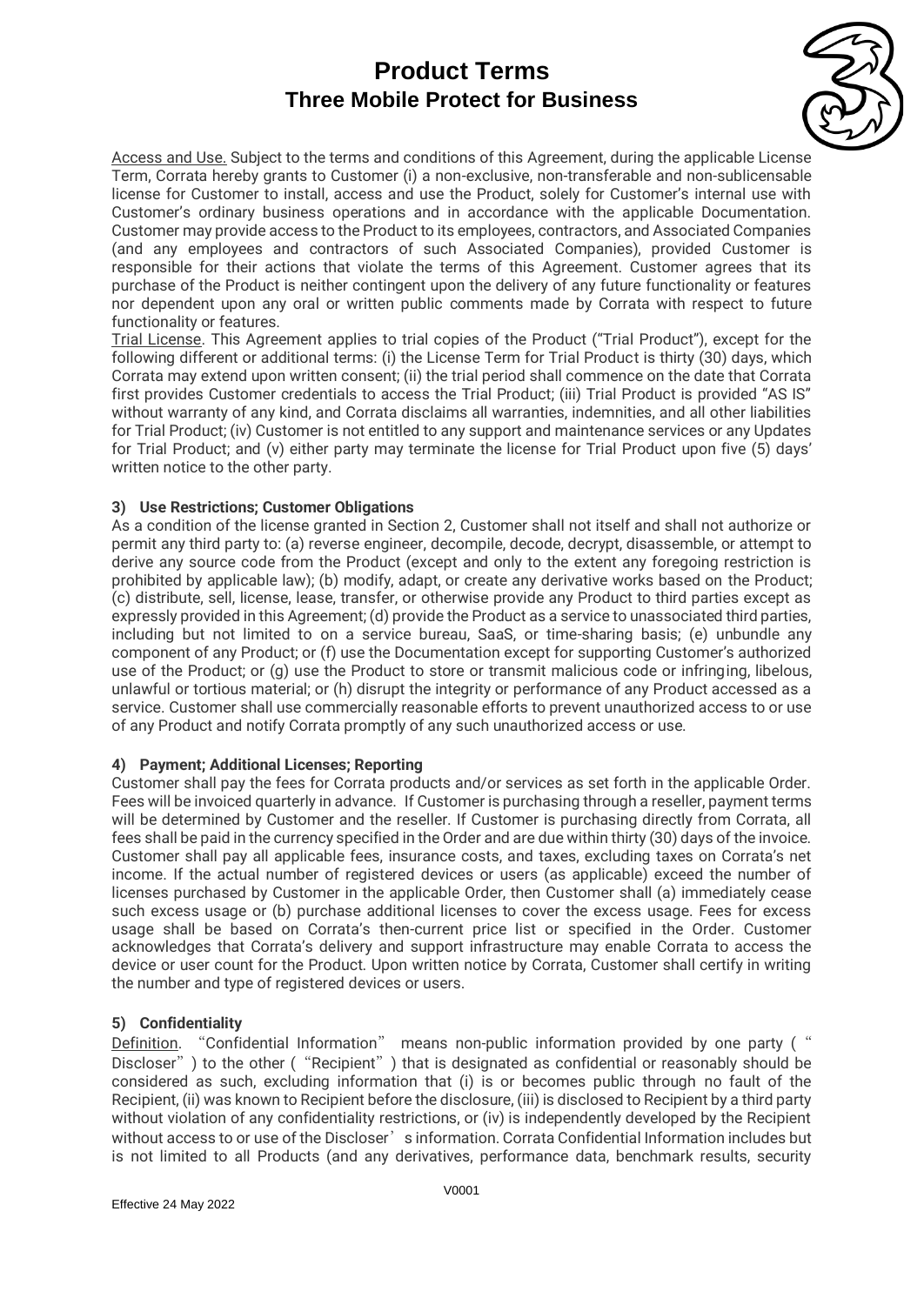Access and Use. Subject to the terms and conditions of this Agreement, during the applicable License Term, Corrata hereby grants to Customer (i) a non-exclusive, non-transferable and non-sublicensable license for Customer to install, access and use the Product, solely for Customer's internal use with Customer's ordinary business operations and in accordance with the applicable Documentation. Customer may provide access to the Product to its employees, contractors, and Associated Companies (and any employees and contractors of such Associated Companies), provided Customer is responsible for their actions that violate the terms of this Agreement. Customer agrees that its purchase of the Product is neither contingent upon the delivery of any future functionality or features nor dependent upon any oral or written public comments made by Corrata with respect to future functionality or features.

Trial License. This Agreement applies to trial copies of the Product ("Trial Product"), except for the following different or additional terms: (i) the License Term for Trial Product is thirty (30) days, which Corrata may extend upon written consent; (ii) the trial period shall commence on the date that Corrata first provides Customer credentials to access the Trial Product; (iii) Trial Product is provided "AS IS" without warranty of any kind, and Corrata disclaims all warranties, indemnities, and all other liabilities for Trial Product; (iv) Customer is not entitled to any support and maintenance services or any Updates for Trial Product; and (v) either party may terminate the license for Trial Product upon five (5) days' written notice to the other party.

**3) Use Restrictions; Customer Obligations**

As a condition of the license granted in Section 2, Customer shall not itself and shall not authorize or permit any third party to: (a) reverse engineer, decompile, decode, decrypt, disassemble, or attempt to derive any source code from the Product (except and only to the extent any foregoing restriction is prohibited by applicable law); (b) modify, adapt, or create any derivative works based on the Product; (c) distribute, sell, license, lease, transfer, or otherwise provide any Product to third parties except as expressly provided in this Agreement; (d) provide the Product as a service to unassociated third parties, including but not limited to on a service bureau, SaaS, or time-sharing basis; (e) unbundle any component of any Product; or (f) use the Documentation except for supporting Customer's authorized use of the Product; or (g) use the Product to store or transmit malicious code or infringing, libelous, unlawful or tortious material; or (h) disrupt the integrity or performance of any Product accessed as a service. Customer shall use commercially reasonable efforts to prevent unauthorized access to or use of any Product and notify Corrata promptly of any such unauthorized access or use.

**4) Payment; Additional Licenses; Reporting**

Customer shall pay the fees for Corrata products and/or services as set forth in the applicable Order. Fees will be invoiced quarterly in advance. If Customer is purchasing through a reseller, payment terms will be determined by Customer and the reseller. If Customer is purchasing directly from Corrata, all fees shall be paid in the currency specified in the Order and are due within thirty (30) days of the invoice. Customer shall pay all applicable fees, insurance costs, and taxes, excluding taxes on Corrata's net income. If the actual number of registered devices or users (as applicable) exceed the number of licenses purchased by Customer in the applicable Order, then Customer shall (a) immediately cease such excess usage or (b) purchase additional licenses to cover the excess usage. Fees for excess usage shall be based on Corrata's then-current price list or specified in the Order. Customer acknowledges that Corrata's delivery and support infrastructure may enable Corrata to access the device or user count for the Product. Upon written notice by Corrata, Customer shall certify in writing the number and type of registered devices or users.

**5) Confidentiality**

Definition. "Confidential Information" means non-public information provided by one party ("Discloser") to the other ("Recipient") that is designated as confidential or reasonably should be considered as such, excluding information that (i) is or becomes public through no fault of the Recipient, (ii) was known to Recipient before the disclosure, (iii) is disclosed to Recipient by a third party without violation of any confidentiality restrictions, or (iv) is independently developed by the Recipient without access to or use of the Discloser's information. Corrata Confidential Information includes but is not limited to all Products (and any derivatives, performance data, benchmark results, security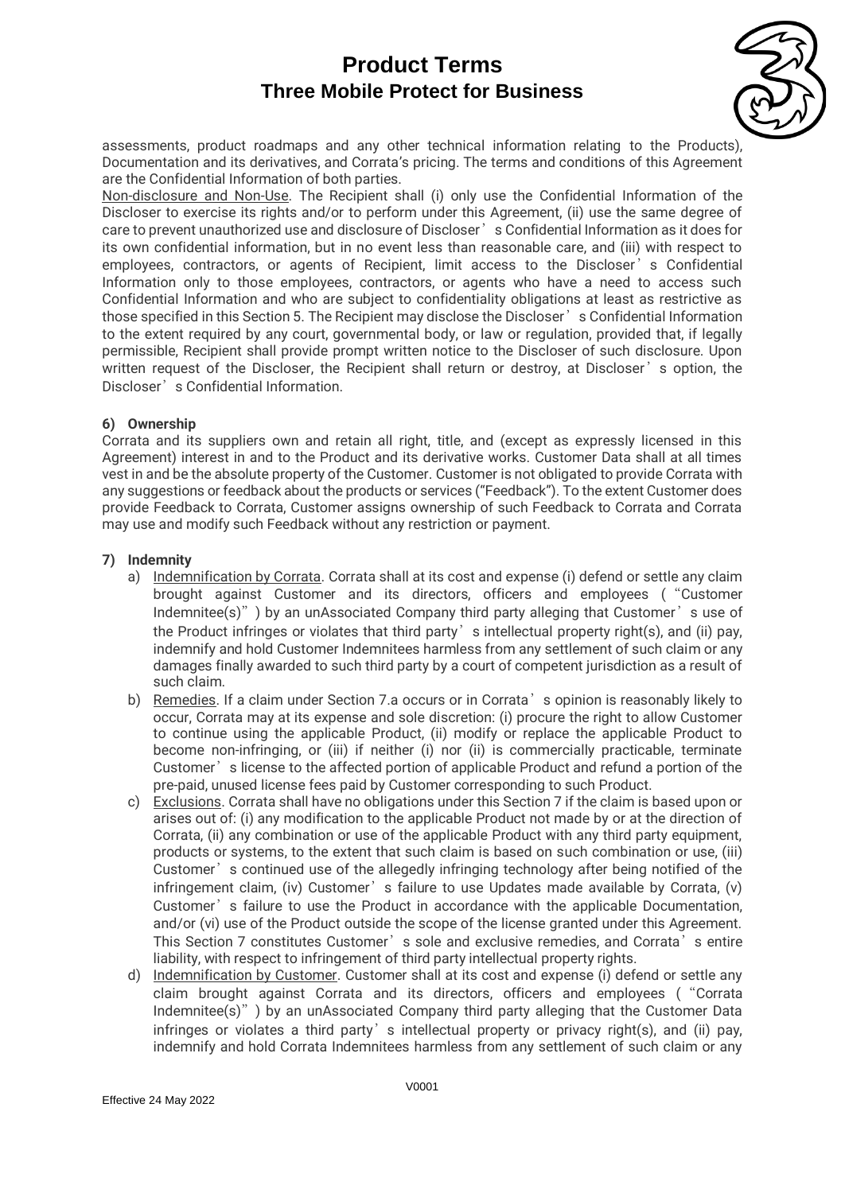assessments, product roadmaps and any other technical information relating to the Products), Documentation and its derivatives, and Corrata's pricing. The terms and conditions of this Agreement are the Confidential Information of both parties.

Non-disclosure and Non-Use. The Recipient shall (i) only use the Confidential Information of the Discloser to exercise its rights and/or to perform under this Agreement, (ii) use the same degree of care to prevent unauthorized use and disclosure of Discloser's Confidential Information as it does for its own confidential information, but in no event less than reasonable care, and (iii) with respect to employees, contractors, or agents of Recipient, limit access to the Discloser's Confidential Information only to those employees, contractors, or agents who have a need to access such Confidential Information and who are subject to confidentiality obligations at least as restrictive as those specified in this Section 5. The Recipient may disclose the Discloser's Confidential Information to the extent required by any court, governmental body, or law or regulation, provided that, if legally permissible, Recipient shall provide prompt written notice to the Discloser of such disclosure. Upon written request of the Discloser, the Recipient shall return or destroy, at Discloser's option, the Discloser's Confidential Information.

**6) Ownership**

Corrata and its suppliers own and retain all right, title, and (except as expressly licensed in this Agreement) interest in and to the Product and its derivative works. Customer Data shall at all times vest in and be the absolute property of the Customer. Customer is not obligated to provide Corrata with any suggestions or feedback about the products or services ("Feedback"). To the extent Customer does provide Feedback to Corrata, Customer assigns ownership of such Feedback to Corrata and Corrata may use and modify such Feedback without any restriction or payment.

**7) Indemnity**

a) Indemnification by Corrata. Corrata shall at its cost and expense (i) defend or settle any claim brought against Customer and its directors, officers and employees ("Customer Indemnitee(s)") by an unAssociated Company third party alleging that Customer's use of the Product infringes or violates that third party's intellectual property right(s), and (ii) pay, indemnify and hold Customer Indemnitees harmless from any settlement of such claim or any damages finally awarded to such third party by a court of competent jurisdiction as a result of such claim.

b) Remedies. If a claim under Section 7.a occurs or in Corrata's opinion is reasonably likely to occur, Corrata may at its expense and sole discretion: (i) procure the right to allow Customer to continue using the applicable Product, (ii) modify or replace the applicable Product to become non-infringing, or (iii) if neither (i) nor (ii) is commercially practicable, terminate Customer's license to the affected portion of applicable Product and refund a portion of the pre-paid, unused license fees paid by Customer corresponding to such Product.

c) Exclusions. Corrata shall have no obligations under this Section 7 if the claim is based upon or arises out of: (i) any modification to the applicable Product not made by or at the direction of Corrata, (ii) any combination or use of the applicable Product with any third party equipment, products or systems, to the extent that such claim is based on such combination or use, (iii) Customer's continued use of the allegedly infringing technology after being notified of the infringement claim, (iv) Customer's failure to use Updates made available by Corrata, (v) Customer's failure to use the Product in accordance with the applicable Documentation, and/or (vi) use of the Product outside the scope of the license granted under this Agreement. This Section 7 constitutes Customer's sole and exclusive remedies, and Corrata's entire liability, with respect to infringement of third party intellectual property rights.

d) Indemnification by Customer. Customer shall at its cost and expense (i) defend or settle any claim brought against Corrata and its directors, officers and employees ("Corrata Indemnitee(s)") by an unAssociated Company third party alleging that the Customer Data infringes or violates a third party's intellectual property or privacy right(s), and (ii) pay, indemnify and hold Corrata Indemnitees harmless from any settlement of such claim or any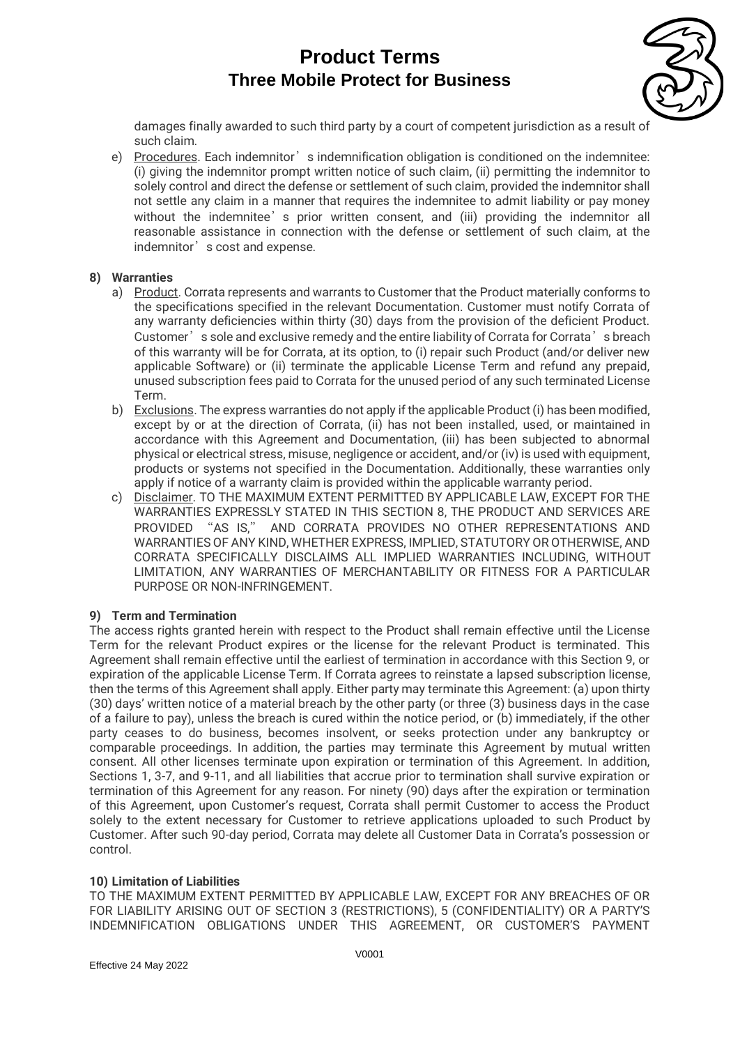damages finally awarded to such third party by a court of competent jurisdiction as a result of such claim.

e) Procedures. Each indemnitor's indemnification obligation is conditioned on the indemnitee: (i) giving the indemnitor prompt written notice of such claim, (ii) permitting the indemnitor to solely control and direct the defense or settlement of such claim, provided the indemnitor shall not settle any claim in a manner that requires the indemnitee to admit liability or pay money without the indemnitee's prior written consent, and (iii) providing the indemnitor all reasonable assistance in connection with the defense or settlement of such claim, at the indemnitor's cost and expense.

**8) Warranties**

a) Product. Corrata represents and warrants to Customer that the Product materially conforms to the specifications specified in the relevant Documentation. Customer must notify Corrata of any warranty deficiencies within thirty (30) days from the provision of the deficient Product. Customer's sole and exclusive remedy and the entire liability of Corrata for Corrata's breach of this warranty will be for Corrata, at its option, to (i) repair such Product (and/or deliver new applicable Software) or (ii) terminate the applicable License Term and refund any prepaid, unused subscription fees paid to Corrata for the unused period of any such terminated License Term.

b) Exclusions. The express warranties do not apply if the applicable Product (i) has been modified, except by or at the direction of Corrata, (ii) has not been installed, used, or maintained in accordance with this Agreement and Documentation, (iii) has been subjected to abnormal physical or electrical stress, misuse, negligence or accident, and/or (iv) is used with equipment, products or systems not specified in the Documentation. Additionally, these warranties only apply if notice of a warranty claim is provided within the applicable warranty period.

c) Disclaimer. TO THE MAXIMUM EXTENT PERMITTED BY APPLICABLE LAW, EXCEPT FOR THE WARRANTIES EXPRESSLY STATED IN THIS SECTION 8, THE PRODUCT AND SERVICES ARE PROVIDED "AS IS," AND CORRATA PROVIDES NO OTHER REPRESENTATIONS AND WARRANTIES OF ANY KIND, WHETHER EXPRESS, IMPLIED, STATUTORY OR OTHERWISE, AND CORRATA SPECIFICALLY DISCLAIMS ALL IMPLIED WARRANTIES INCLUDING, WITHOUT LIMITATION, ANY WARRANTIES OF MERCHANTABILITY OR FITNESS FOR A PARTICULAR PURPOSE OR NON-INFRINGEMENT.

**9) Term and Termination**

The access rights granted herein with respect to the Product shall remain effective until the License Term for the relevant Product expires or the license for the relevant Product is terminated. This Agreement shall remain effective until the earliest of termination in accordance with this Section 9, or expiration of the applicable License Term. If Corrata agrees to reinstate a lapsed subscription license, then the terms of this Agreement shall apply. Either party may terminate this Agreement: (a) upon thirty (30) days' written notice of a material breach by the other party (or three (3) business days in the case of a failure to pay), unless the breach is cured within the notice period, or (b) immediately, if the other party ceases to do business, becomes insolvent, or seeks protection under any bankruptcy or comparable proceedings. In addition, the parties may terminate this Agreement by mutual written consent. All other licenses terminate upon expiration or termination of this Agreement. In addition, Sections 1, 3-7, and 9-11, and all liabilities that accrue prior to termination shall survive expiration or termination of this Agreement for any reason. For ninety (90) days after the expiration or termination of this Agreement, upon Customer's request, Corrata shall permit Customer to access the Product solely to the extent necessary for Customer to retrieve applications uploaded to such Product by Customer. After such 90-day period, Corrata may delete all Customer Data in Corrata's possession or control.

**10) Limitation of Liabilities**

TO THE MAXIMUM EXTENT PERMITTED BY APPLICABLE LAW, EXCEPT FOR ANY BREACHES OF OR FOR LIABILITY ARISING OUT OF SECTION 3 (RESTRICTIONS), 5 (CONFIDENTIALITY) OR A PARTY'S INDEMNIFICATION OBLIGATIONS UNDER THIS AGREEMENT, OR CUSTOMER'S PAYMENT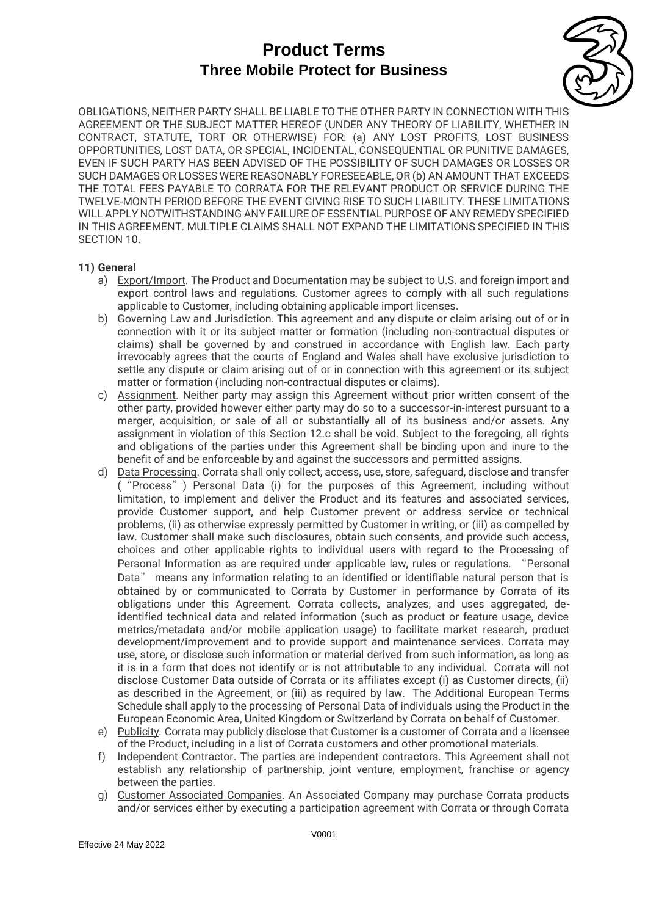OBLIGATIONS, NEITHER PARTY SHALL BE LIABLE TO THE OTHER PARTY IN CONNECTION WITH THIS AGREEMENT OR THE SUBJECT MATTER HEREOF (UNDER ANY THEORY OF LIABILITY, WHETHER IN CONTRACT, STATUTE, TORT OR OTHERWISE) FOR: (a) ANY LOST PROFITS, LOST BUSINESS OPPORTUNITIES, LOST DATA, OR SPECIAL, INCIDENTAL, CONSEQUENTIAL OR PUNITIVE DAMAGES, EVEN IF SUCH PARTY HAS BEEN ADVISED OF THE POSSIBILITY OF SUCH DAMAGES OR LOSSES OR SUCH DAMAGES OR LOSSES WERE REASONABLY FORESEEABLE, OR (b) AN AMOUNT THAT EXCEEDS THE TOTAL FEES PAYABLE TO CORRATA FOR THE RELEVANT PRODUCT OR SERVICE DURING THE TWELVE-MONTH PERIOD BEFORE THE EVENT GIVING RISE TO SUCH LIABILITY. THESE LIMITATIONS WILL APPLY NOTWITHSTANDING ANY FAILURE OF ESSENTIAL PURPOSE OF ANY REMEDY SPECIFIED IN THIS AGREEMENT. MULTIPLE CLAIMS SHALL NOT EXPAND THE LIMITATIONS SPECIFIED IN THIS SECTION 10.

**11) General**

a) Export/Import. The Product and Documentation may be subject to U.S. and foreign import and export control laws and regulations. Customer agrees to comply with all such regulations applicable to Customer, including obtaining applicable import licenses.

b) Governing Law and Jurisdiction. This agreement and any dispute or claim arising out of or in connection with it or its subject matter or formation (including non-contractual disputes or claims) shall be governed by and construed in accordance with English law. Each party irrevocably agrees that the courts of England and Wales shall have exclusive jurisdiction to settle any dispute or claim arising out of or in connection with this agreement or its subject matter or formation (including non-contractual disputes or claims).

c) Assignment. Neither party may assign this Agreement without prior written consent of the other party, provided however either party may do so to a successor-in-interest pursuant to a merger, acquisition, or sale of all or substantially all of its business and/or assets. Any assignment in violation of this Section 12.c shall be void. Subject to the foregoing, all rights and obligations of the parties under this Agreement shall be binding upon and inure to the benefit of and be enforceable by and against the successors and permitted assigns.

d) Data Processing. Corrata shall only collect, access, use, store, safeguard, disclose and transfer (“Process”) Personal Data (i) for the purposes of this Agreement, including without limitation, to implement and deliver the Product and its features and associated services, provide Customer support, and help Customer prevent or address service or technical problems, (ii) as otherwise expressly permitted by Customer in writing, or (iii) as compelled by law. Customer shall make such disclosures, obtain such consents, and provide such access, choices and other applicable rights to individual users with regard to the Processing of Personal Information as are required under applicable law, rules or regulations. “Personal Data” means any information relating to an identified or identifiable natural person that is obtained by or communicated to Corrata by Customer in performance by Corrata of its obligations under this Agreement. Corrata collects, analyzes, and uses aggregated, de-identified technical data and related information (such as product or feature usage, device metrics/metadata and/or mobile application usage) to facilitate market research, product development/improvement and to provide support and maintenance services. Corrata may use, store, or disclose such information or material derived from such information, as long as it is in a form that does not identify or is not attributable to any individual. Corrata will not disclose Customer Data outside of Corrata or its affiliates except (i) as Customer directs, (ii) as described in the Agreement, or (iii) as required by law. The Additional European Terms Schedule shall apply to the processing of Personal Data of individuals using the Product in the European Economic Area, United Kingdom or Switzerland by Corrata on behalf of Customer.

e) Publicity. Corrata may publicly disclose that Customer is a customer of Corrata and a licensee of the Product, including in a list of Corrata customers and other promotional materials.

f) Independent Contractor. The parties are independent contractors. This Agreement shall not establish any relationship of partnership, joint venture, employment, franchise or agency between the parties.

g) Customer Associated Companies. An Associated Company may purchase Corrata products and/or services either by executing a participation agreement with Corrata or through Corrata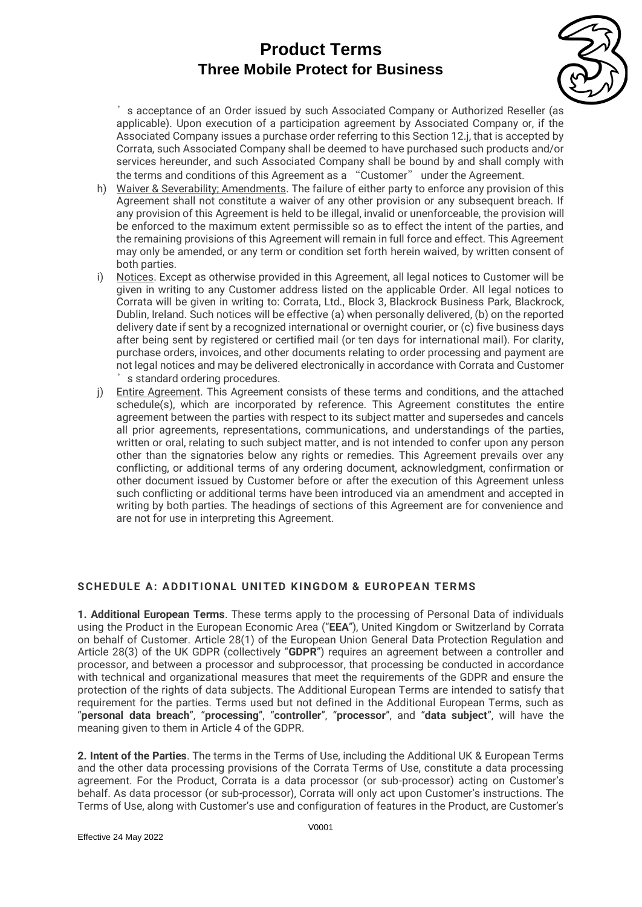’s acceptance of an Order issued by such Associated Company or Authorized Reseller (as applicable). Upon execution of a participation agreement by Associated Company or, if the Associated Company issues a purchase order referring to this Section 12.j, that is accepted by Corrata, such Associated Company shall be deemed to have purchased such products and/or services hereunder, and such Associated Company shall be bound by and shall comply with the terms and conditions of this Agreement as a “Customer” under the Agreement.

h) Waiver & Severability; Amendments. The failure of either party to enforce any provision of this Agreement shall not constitute a waiver of any other provision or any subsequent breach. If any provision of this Agreement is held to be illegal, invalid or unenforceable, the provision will be enforced to the maximum extent permissible so as to effect the intent of the parties, and the remaining provisions of this Agreement will remain in full force and effect. This Agreement may only be amended, or any term or condition set forth herein waived, by written consent of both parties.

i) Notices. Except as otherwise provided in this Agreement, all legal notices to Customer will be given in writing to any Customer address listed on the applicable Order. All legal notices to Corrata will be given in writing to: Corrata, Ltd., Block 3, Blackrock Business Park, Blackrock, Dublin, Ireland. Such notices will be effective (a) when personally delivered, (b) on the reported delivery date if sent by a recognized international or overnight courier, or (c) five business days after being sent by registered or certified mail (or ten days for international mail). For clarity, purchase orders, invoices, and other documents relating to order processing and payment are not legal notices and may be delivered electronically in accordance with Corrata and Customer’s standard ordering procedures.

j) Entire Agreement. This Agreement consists of these terms and conditions, and the attached schedule(s), which are incorporated by reference. This Agreement constitutes the entire agreement between the parties with respect to its subject matter and supersedes and cancels all prior agreements, representations, communications, and understandings of the parties, written or oral, relating to such subject matter, and is not intended to confer upon any person other than the signatories below any rights or remedies. This Agreement prevails over any conflicting, or additional terms of any ordering document, acknowledgment, confirmation or other document issued by Customer before or after the execution of this Agreement unless such conflicting or additional terms have been introduced via an amendment and accepted in writing by both parties. The headings of sections of this Agreement are for convenience and are not for use in interpreting this Agreement.

## SCHEDULE A: ADDITIONAL UNITED KINGDOM & EUROPEAN TERMS

**1. Additional European Terms**. These terms apply to the processing of Personal Data of individuals using the Product in the European Economic Area (“**EEA**”), United Kingdom or Switzerland by Corrata on behalf of Customer. Article 28(1) of the European Union General Data Protection Regulation and Article 28(3) of the UK GDPR (collectively “**GDPR**”) requires an agreement between a controller and processor, and between a processor and subprocessor, that processing be conducted in accordance with technical and organizational measures that meet the requirements of the GDPR and ensure the protection of the rights of data subjects. The Additional European Terms are intended to satisfy that requirement for the parties. Terms used but not defined in the Additional European Terms, such as “**personal data breach**”, “**processing**”, “**controller**”, “**processor**”, and “**data subject**”, will have the meaning given to them in Article 4 of the GDPR.

**2. Intent of the Parties**. The terms in the Terms of Use, including the Additional UK & European Terms and the other data processing provisions of the Corrata Terms of Use, constitute a data processing agreement. For the Product, Corrata is a data processor (or sub-processor) acting on Customer’s behalf. As data processor (or sub-processor), Corrata will only act upon Customer’s instructions. The Terms of Use, along with Customer’s use and configuration of features in the Product, are Customer’s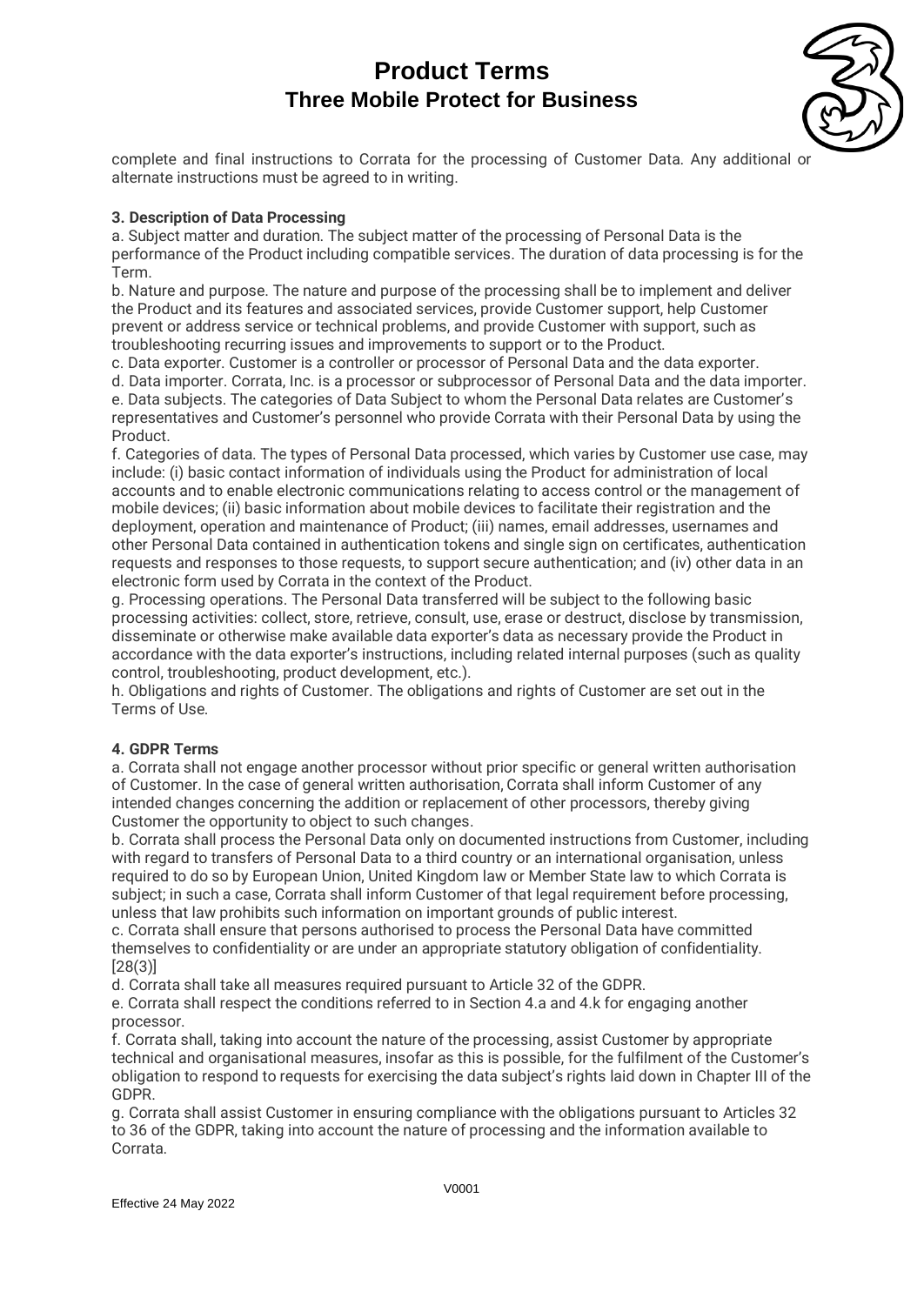complete and final instructions to Corrata for the processing of Customer Data. Any additional or alternate instructions must be agreed to in writing.

**3. Description of Data Processing**

a. Subject matter and duration. The subject matter of the processing of Personal Data is the performance of the Product including compatible services. The duration of data processing is for the Term.
b. Nature and purpose. The nature and purpose of the processing shall be to implement and deliver the Product and its features and associated services, provide Customer support, help Customer prevent or address service or technical problems, and provide Customer with support, such as troubleshooting recurring issues and improvements to support or to the Product.
c. Data exporter. Customer is a controller or processor of Personal Data and the data exporter.
d. Data importer. Corrata, Inc. is a processor or subprocessor of Personal Data and the data importer.
e. Data subjects. The categories of Data Subject to whom the Personal Data relates are Customer's representatives and Customer's personnel who provide Corrata with their Personal Data by using the Product.
f. Categories of data. The types of Personal Data processed, which varies by Customer use case, may include: (i) basic contact information of individuals using the Product for administration of local accounts and to enable electronic communications relating to access control or the management of mobile devices; (ii) basic information about mobile devices to facilitate their registration and the deployment, operation and maintenance of Product; (iii) names, email addresses, usernames and other Personal Data contained in authentication tokens and single sign on certificates, authentication requests and responses to those requests, to support secure authentication; and (iv) other data in an electronic form used by Corrata in the context of the Product.
g. Processing operations. The Personal Data transferred will be subject to the following basic processing activities: collect, store, retrieve, consult, use, erase or destruct, disclose by transmission, disseminate or otherwise make available data exporter's data as necessary provide the Product in accordance with the data exporter's instructions, including related internal purposes (such as quality control, troubleshooting, product development, etc.).
h. Obligations and rights of Customer. The obligations and rights of Customer are set out in the Terms of Use.

**4. GDPR Terms**

a. Corrata shall not engage another processor without prior specific or general written authorisation of Customer. In the case of general written authorisation, Corrata shall inform Customer of any intended changes concerning the addition or replacement of other processors, thereby giving Customer the opportunity to object to such changes.
b. Corrata shall process the Personal Data only on documented instructions from Customer, including with regard to transfers of Personal Data to a third country or an international organisation, unless required to do so by European Union, United Kingdom law or Member State law to which Corrata is subject; in such a case, Corrata shall inform Customer of that legal requirement before processing, unless that law prohibits such information on important grounds of public interest.
c. Corrata shall ensure that persons authorised to process the Personal Data have committed themselves to confidentiality or are under an appropriate statutory obligation of confidentiality. [28(3)]
d. Corrata shall take all measures required pursuant to Article 32 of the GDPR.
e. Corrata shall respect the conditions referred to in Section 4.a and 4.k for engaging another processor.
f. Corrata shall, taking into account the nature of the processing, assist Customer by appropriate technical and organisational measures, insofar as this is possible, for the fulfilment of the Customer's obligation to respond to requests for exercising the data subject's rights laid down in Chapter III of the GDPR.
g. Corrata shall assist Customer in ensuring compliance with the obligations pursuant to Articles 32 to 36 of the GDPR, taking into account the nature of processing and the information available to Corrata.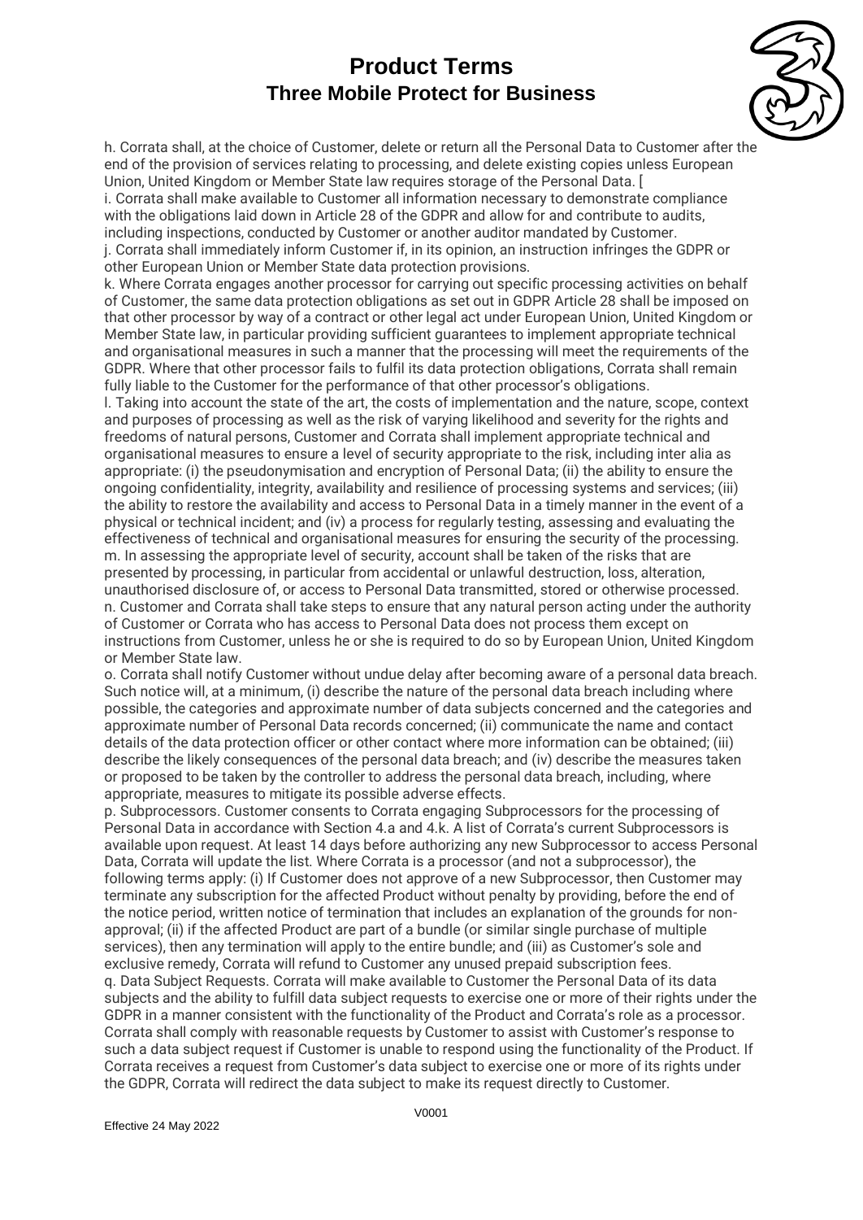h. Corrata shall, at the choice of Customer, delete or return all the Personal Data to Customer after the end of the provision of services relating to processing, and delete existing copies unless European Union, United Kingdom or Member State law requires storage of the Personal Data. [

i. Corrata shall make available to Customer all information necessary to demonstrate compliance with the obligations laid down in Article 28 of the GDPR and allow for and contribute to audits, including inspections, conducted by Customer or another auditor mandated by Customer.

j. Corrata shall immediately inform Customer if, in its opinion, an instruction infringes the GDPR or other European Union or Member State data protection provisions.

k. Where Corrata engages another processor for carrying out specific processing activities on behalf of Customer, the same data protection obligations as set out in GDPR Article 28 shall be imposed on that other processor by way of a contract or other legal act under European Union, United Kingdom or Member State law, in particular providing sufficient guarantees to implement appropriate technical and organisational measures in such a manner that the processing will meet the requirements of the GDPR. Where that other processor fails to fulfil its data protection obligations, Corrata shall remain fully liable to the Customer for the performance of that other processor's obligations.

l. Taking into account the state of the art, the costs of implementation and the nature, scope, context and purposes of processing as well as the risk of varying likelihood and severity for the rights and freedoms of natural persons, Customer and Corrata shall implement appropriate technical and organisational measures to ensure a level of security appropriate to the risk, including inter alia as appropriate: (i) the pseudonymisation and encryption of Personal Data; (ii) the ability to ensure the ongoing confidentiality, integrity, availability and resilience of processing systems and services; (iii) the ability to restore the availability and access to Personal Data in a timely manner in the event of a physical or technical incident; and (iv) a process for regularly testing, assessing and evaluating the effectiveness of technical and organisational measures for ensuring the security of the processing.

m. In assessing the appropriate level of security, account shall be taken of the risks that are presented by processing, in particular from accidental or unlawful destruction, loss, alteration, unauthorised disclosure of, or access to Personal Data transmitted, stored or otherwise processed.

n. Customer and Corrata shall take steps to ensure that any natural person acting under the authority of Customer or Corrata who has access to Personal Data does not process them except on instructions from Customer, unless he or she is required to do so by European Union, United Kingdom or Member State law.

o. Corrata shall notify Customer without undue delay after becoming aware of a personal data breach. Such notice will, at a minimum, (i) describe the nature of the personal data breach including where possible, the categories and approximate number of data subjects concerned and the categories and approximate number of Personal Data records concerned; (ii) communicate the name and contact details of the data protection officer or other contact where more information can be obtained; (iii) describe the likely consequences of the personal data breach; and (iv) describe the measures taken or proposed to be taken by the controller to address the personal data breach, including, where appropriate, measures to mitigate its possible adverse effects.

p. Subprocessors. Customer consents to Corrata engaging Subprocessors for the processing of Personal Data in accordance with Section 4.a and 4.k. A list of Corrata's current Subprocessors is available upon request. At least 14 days before authorizing any new Subprocessor to access Personal Data, Corrata will update the list. Where Corrata is a processor (and not a subprocessor), the following terms apply: (i) If Customer does not approve of a new Subprocessor, then Customer may terminate any subscription for the affected Product without penalty by providing, before the end of the notice period, written notice of termination that includes an explanation of the grounds for non-approval; (ii) if the affected Product are part of a bundle (or similar single purchase of multiple services), then any termination will apply to the entire bundle; and (iii) as Customer's sole and exclusive remedy, Corrata will refund to Customer any unused prepaid subscription fees.

q. Data Subject Requests. Corrata will make available to Customer the Personal Data of its data subjects and the ability to fulfill data subject requests to exercise one or more of their rights under the GDPR in a manner consistent with the functionality of the Product and Corrata's role as a processor. Corrata shall comply with reasonable requests by Customer to assist with Customer's response to such a data subject request if Customer is unable to respond using the functionality of the Product. If Corrata receives a request from Customer's data subject to exercise one or more of its rights under the GDPR, Corrata will redirect the data subject to make its request directly to Customer.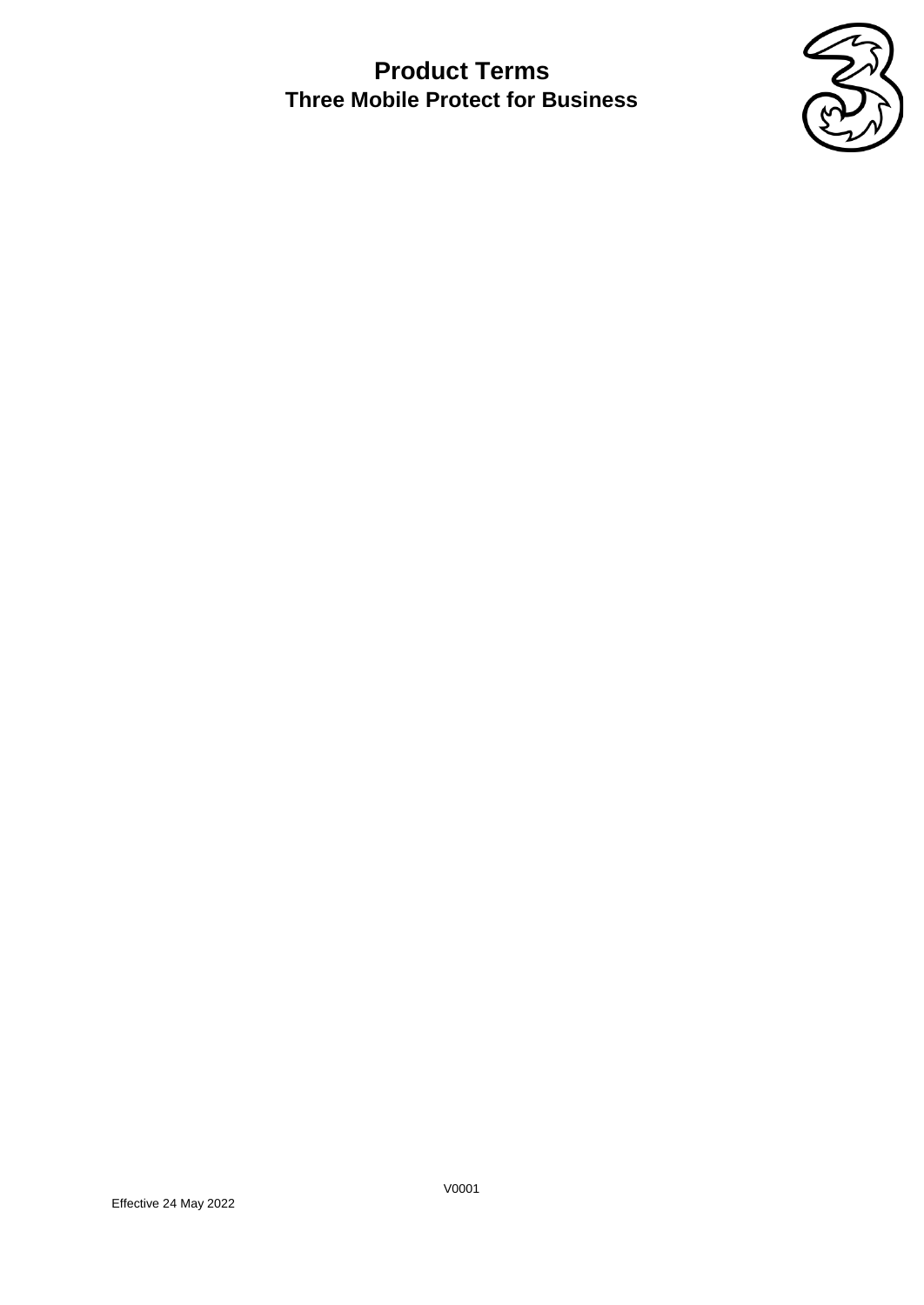# Product Terms
## Three Mobile Protect for Business

V0001

Effective 24 May 2022